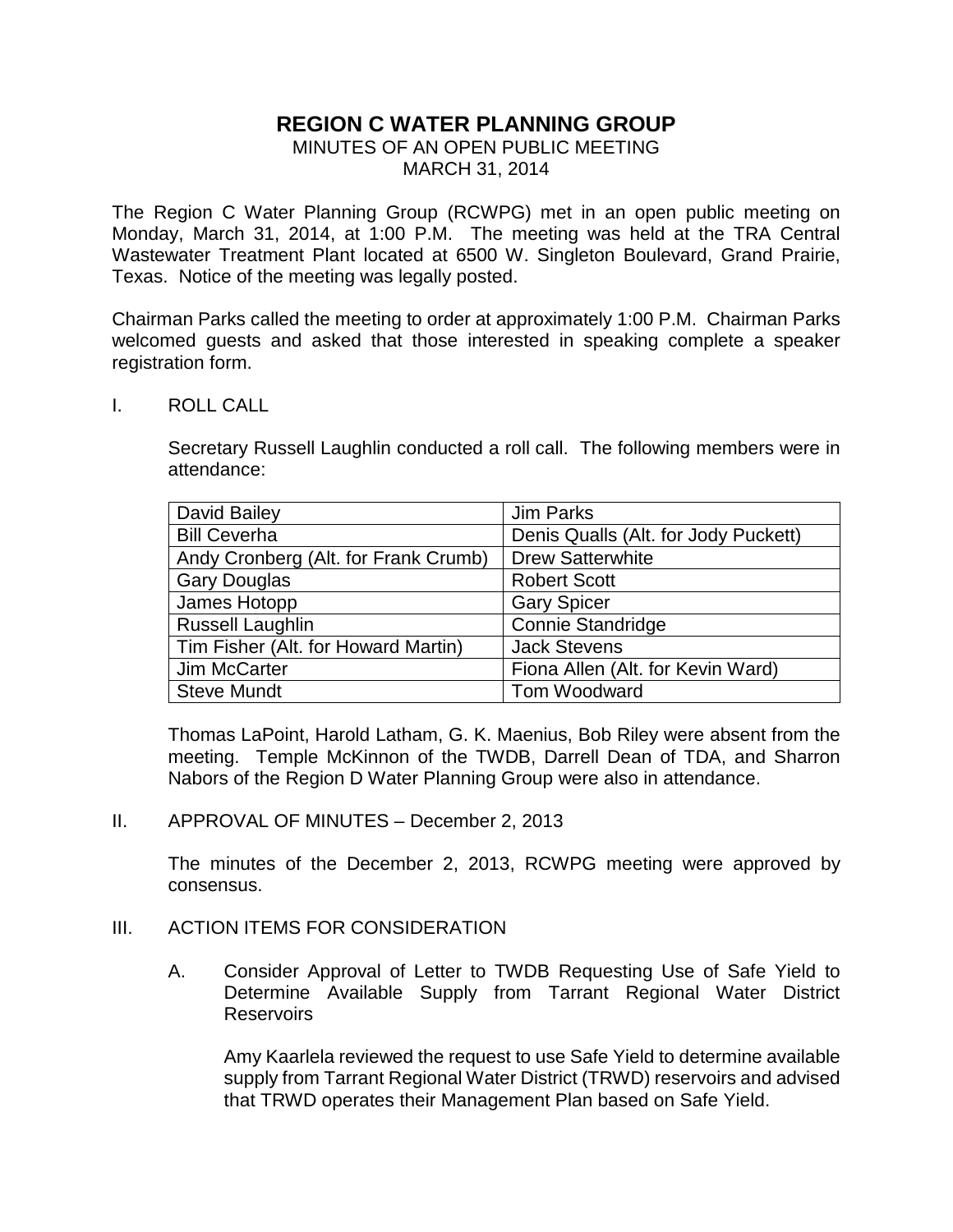# REGION C WATER PLANNING GROUP

MINUTES OF AN OPEN PUBLIC MEETING
MARCH 31, 2014

The Region C Water Planning Group (RCWPG) met in an open public meeting on Monday, March 31, 2014, at 1:00 P.M. The meeting was held at the TRA Central Wastewater Treatment Plant located at 6500 W. Singleton Boulevard, Grand Prairie, Texas. Notice of the meeting was legally posted.

Chairman Parks called the meeting to order at approximately 1:00 P.M. Chairman Parks welcomed guests and asked that those interested in speaking complete a speaker registration form.

I. ROLL CALL

Secretary Russell Laughlin conducted a roll call. The following members were in attendance:

| | |
|---|---|
| David Bailey | Jim Parks |
| Bill Ceverha | Denis Qualls (Alt. for Jody Puckett) |
| Andy Cronberg (Alt. for Frank Crumb) | Drew Satterwhite |
| Gary Douglas | Robert Scott |
| James Hotopp | Gary Spicer |
| Russell Laughlin | Connie Standridge |
| Tim Fisher (Alt. for Howard Martin) | Jack Stevens |
| Jim McCarter | Fiona Allen (Alt. for Kevin Ward) |
| Steve Mundt | Tom Woodward |

Thomas LaPoint, Harold Latham, G. K. Maenius, Bob Riley were absent from the meeting. Temple McKinnon of the TWDB, Darrell Dean of TDA, and Sharron Nabors of the Region D Water Planning Group were also in attendance.

II. APPROVAL OF MINUTES – December 2, 2013

The minutes of the December 2, 2013, RCWPG meeting were approved by consensus.

III. ACTION ITEMS FOR CONSIDERATION

A. Consider Approval of Letter to TWDB Requesting Use of Safe Yield to Determine Available Supply from Tarrant Regional Water District Reservoirs

Amy Kaarlela reviewed the request to use Safe Yield to determine available supply from Tarrant Regional Water District (TRWD) reservoirs and advised that TRWD operates their Management Plan based on Safe Yield.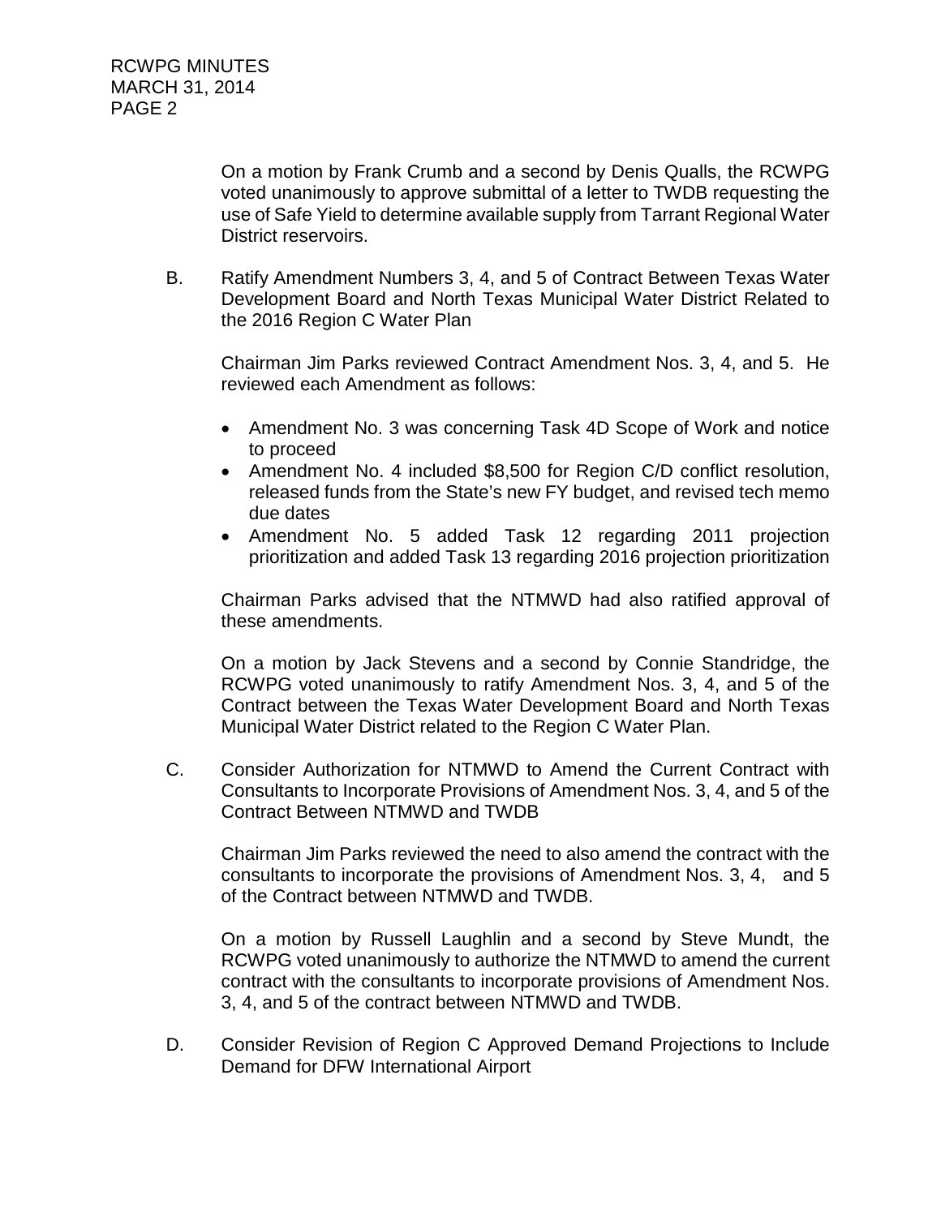On a motion by Frank Crumb and a second by Denis Qualls, the RCWPG voted unanimously to approve submittal of a letter to TWDB requesting the use of Safe Yield to determine available supply from Tarrant Regional Water District reservoirs.

B. Ratify Amendment Numbers 3, 4, and 5 of Contract Between Texas Water Development Board and North Texas Municipal Water District Related to the 2016 Region C Water Plan

Chairman Jim Parks reviewed Contract Amendment Nos. 3, 4, and 5. He reviewed each Amendment as follows:

- Amendment No. 3 was concerning Task 4D Scope of Work and notice to proceed
- Amendment No. 4 included $8,500 for Region C/D conflict resolution, released funds from the State's new FY budget, and revised tech memo due dates
- Amendment No. 5 added Task 12 regarding 2011 projection prioritization and added Task 13 regarding 2016 projection prioritization

Chairman Parks advised that the NTMWD had also ratified approval of these amendments.

On a motion by Jack Stevens and a second by Connie Standridge, the RCWPG voted unanimously to ratify Amendment Nos. 3, 4, and 5 of the Contract between the Texas Water Development Board and North Texas Municipal Water District related to the Region C Water Plan.

C. Consider Authorization for NTMWD to Amend the Current Contract with Consultants to Incorporate Provisions of Amendment Nos. 3, 4, and 5 of the Contract Between NTMWD and TWDB

Chairman Jim Parks reviewed the need to also amend the contract with the consultants to incorporate the provisions of Amendment Nos. 3, 4, and 5 of the Contract between NTMWD and TWDB.

On a motion by Russell Laughlin and a second by Steve Mundt, the RCWPG voted unanimously to authorize the NTMWD to amend the current contract with the consultants to incorporate provisions of Amendment Nos. 3, 4, and 5 of the contract between NTMWD and TWDB.

D. Consider Revision of Region C Approved Demand Projections to Include Demand for DFW International Airport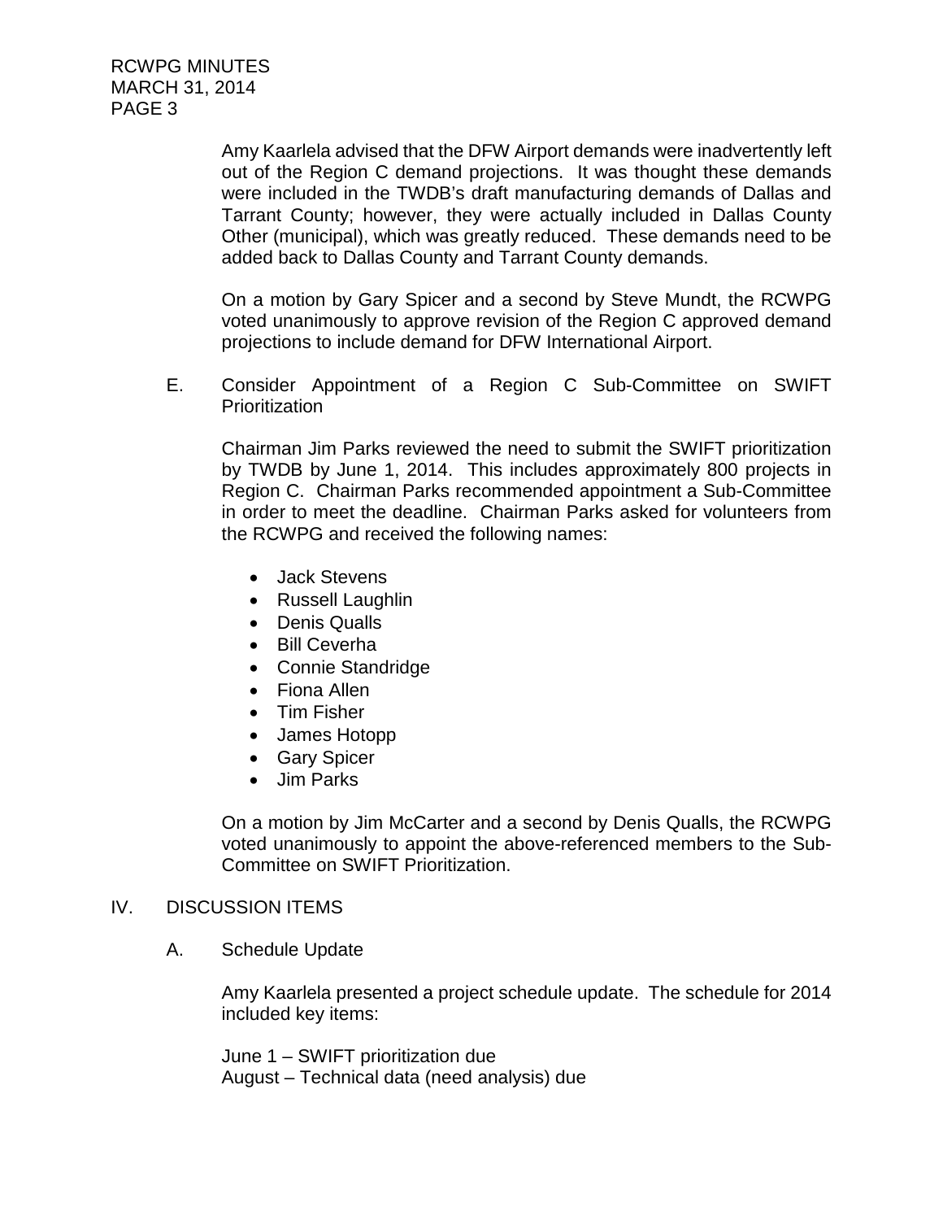Amy Kaarlela advised that the DFW Airport demands were inadvertently left out of the Region C demand projections. It was thought these demands were included in the TWDB's draft manufacturing demands of Dallas and Tarrant County; however, they were actually included in Dallas County Other (municipal), which was greatly reduced. These demands need to be added back to Dallas County and Tarrant County demands.

On a motion by Gary Spicer and a second by Steve Mundt, the RCWPG voted unanimously to approve revision of the Region C approved demand projections to include demand for DFW International Airport.

E. Consider Appointment of a Region C Sub-Committee on SWIFT Prioritization

Chairman Jim Parks reviewed the need to submit the SWIFT prioritization by TWDB by June 1, 2014. This includes approximately 800 projects in Region C. Chairman Parks recommended appointment a Sub-Committee in order to meet the deadline. Chairman Parks asked for volunteers from the RCWPG and received the following names:

- Jack Stevens
- Russell Laughlin
- Denis Qualls
- Bill Ceverha
- Connie Standridge
- Fiona Allen
- Tim Fisher
- James Hotopp
- Gary Spicer
- Jim Parks

On a motion by Jim McCarter and a second by Denis Qualls, the RCWPG voted unanimously to appoint the above-referenced members to the Sub-Committee on SWIFT Prioritization.

## IV. DISCUSSION ITEMS

### A. Schedule Update

Amy Kaarlela presented a project schedule update. The schedule for 2014 included key items:

June 1 – SWIFT prioritization due
August – Technical data (need analysis) due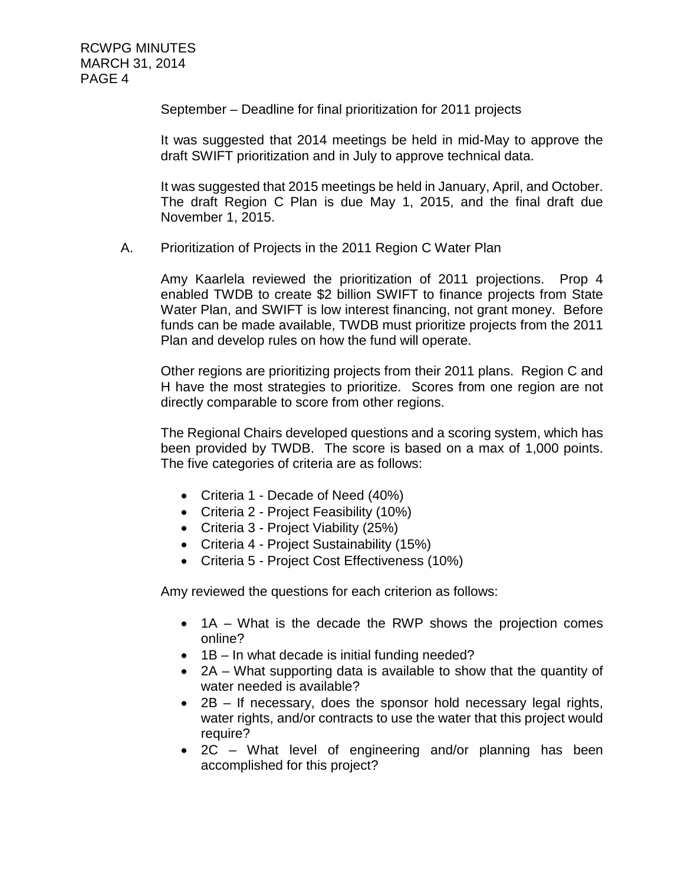September – Deadline for final prioritization for 2011 projects

It was suggested that 2014 meetings be held in mid-May to approve the draft SWIFT prioritization and in July to approve technical data.

It was suggested that 2015 meetings be held in January, April, and October. The draft Region C Plan is due May 1, 2015, and the final draft due November 1, 2015.

A. Prioritization of Projects in the 2011 Region C Water Plan

Amy Kaarlela reviewed the prioritization of 2011 projections. Prop 4 enabled TWDB to create $2 billion SWIFT to finance projects from State Water Plan, and SWIFT is low interest financing, not grant money. Before funds can be made available, TWDB must prioritize projects from the 2011 Plan and develop rules on how the fund will operate.

Other regions are prioritizing projects from their 2011 plans. Region C and H have the most strategies to prioritize. Scores from one region are not directly comparable to score from other regions.

The Regional Chairs developed questions and a scoring system, which has been provided by TWDB. The score is based on a max of 1,000 points. The five categories of criteria are as follows:

- Criteria 1 - Decade of Need (40%)
- Criteria 2 - Project Feasibility (10%)
- Criteria 3 - Project Viability (25%)
- Criteria 4 - Project Sustainability (15%)
- Criteria 5 - Project Cost Effectiveness (10%)

Amy reviewed the questions for each criterion as follows:

- 1A – What is the decade the RWP shows the projection comes online?
- 1B – In what decade is initial funding needed?
- 2A – What supporting data is available to show that the quantity of water needed is available?
- 2B – If necessary, does the sponsor hold necessary legal rights, water rights, and/or contracts to use the water that this project would require?
- 2C – What level of engineering and/or planning has been accomplished for this project?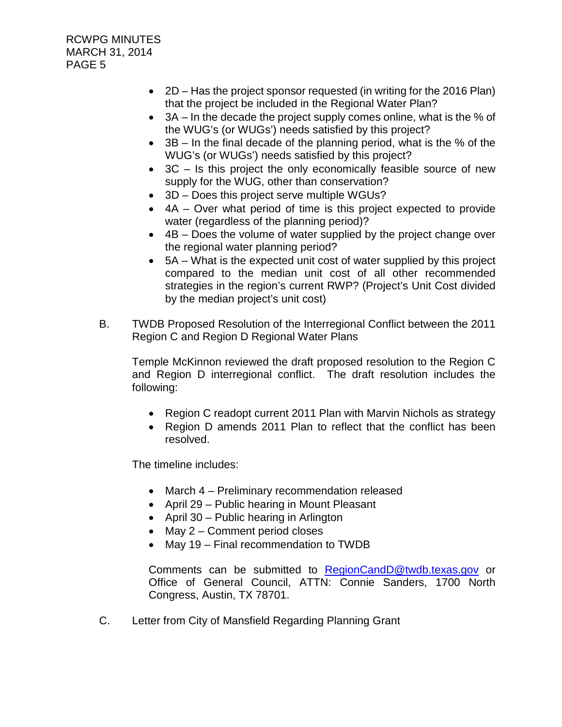- 2D – Has the project sponsor requested (in writing for the 2016 Plan) that the project be included in the Regional Water Plan?
- 3A – In the decade the project supply comes online, what is the % of the WUG's (or WUGs') needs satisfied by this project?
- 3B – In the final decade of the planning period, what is the % of the WUG's (or WUGs') needs satisfied by this project?
- 3C – Is this project the only economically feasible source of new supply for the WUG, other than conservation?
- 3D – Does this project serve multiple WGUs?
- 4A – Over what period of time is this project expected to provide water (regardless of the planning period)?
- 4B – Does the volume of water supplied by the project change over the regional water planning period?
- 5A – What is the expected unit cost of water supplied by this project compared to the median unit cost of all other recommended strategies in the region's current RWP? (Project's Unit Cost divided by the median project's unit cost)

B. TWDB Proposed Resolution of the Interregional Conflict between the 2011 Region C and Region D Regional Water Plans

Temple McKinnon reviewed the draft proposed resolution to the Region C and Region D interregional conflict. The draft resolution includes the following:

- Region C readopt current 2011 Plan with Marvin Nichols as strategy
- Region D amends 2011 Plan to reflect that the conflict has been resolved.

The timeline includes:

- March 4 – Preliminary recommendation released
- April 29 – Public hearing in Mount Pleasant
- April 30 – Public hearing in Arlington
- May 2 – Comment period closes
- May 19 – Final recommendation to TWDB

Comments can be submitted to RegionCandD@twdb.texas.gov or Office of General Council, ATTN: Connie Sanders, 1700 North Congress, Austin, TX 78701.

C. Letter from City of Mansfield Regarding Planning Grant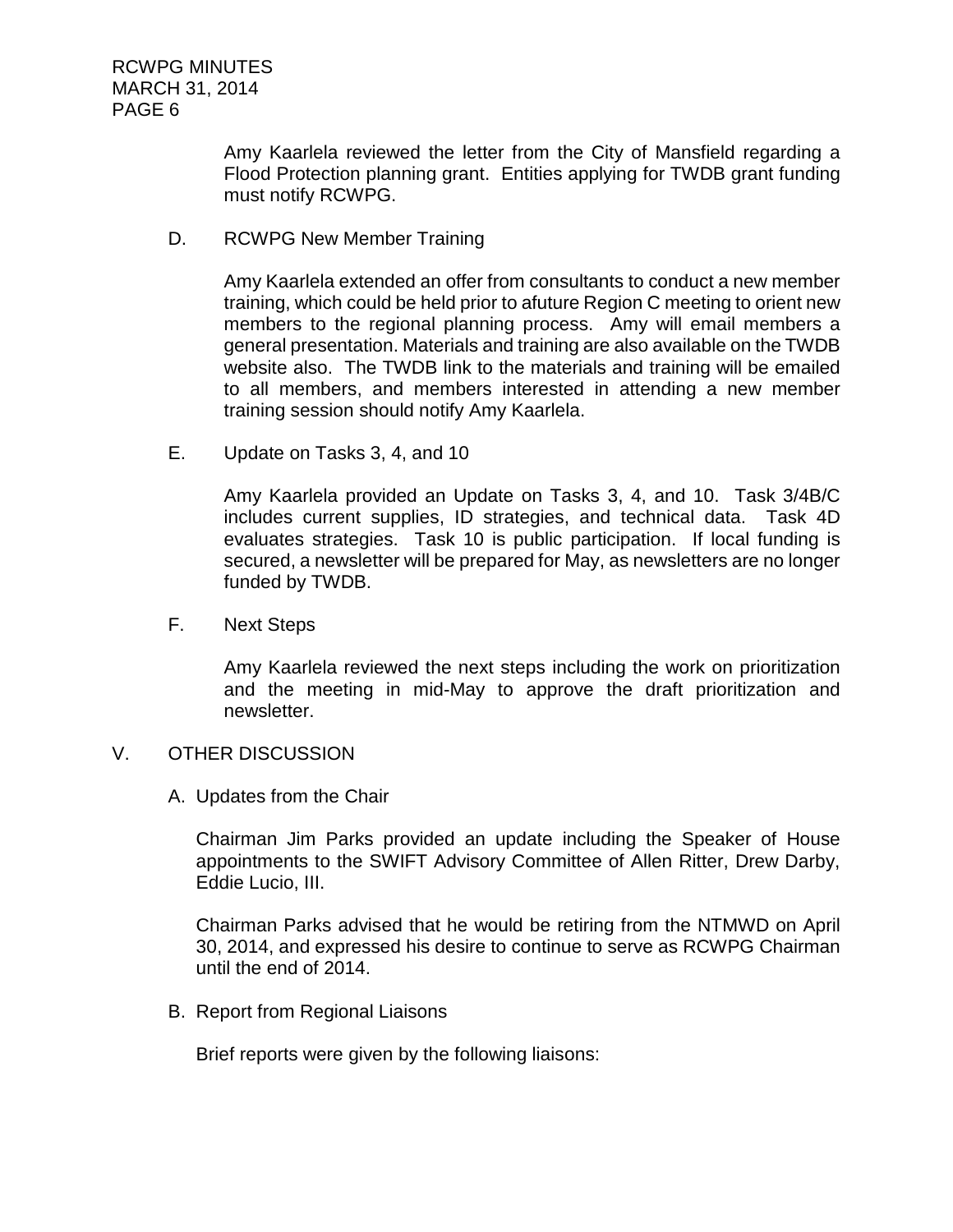Amy Kaarlela reviewed the letter from the City of Mansfield regarding a Flood Protection planning grant. Entities applying for TWDB grant funding must notify RCWPG.

D. RCWPG New Member Training

Amy Kaarlela extended an offer from consultants to conduct a new member training, which could be held prior to afuture Region C meeting to orient new members to the regional planning process. Amy will email members a general presentation. Materials and training are also available on the TWDB website also. The TWDB link to the materials and training will be emailed to all members, and members interested in attending a new member training session should notify Amy Kaarlela.

E. Update on Tasks 3, 4, and 10

Amy Kaarlela provided an Update on Tasks 3, 4, and 10. Task 3/4B/C includes current supplies, ID strategies, and technical data. Task 4D evaluates strategies. Task 10 is public participation. If local funding is secured, a newsletter will be prepared for May, as newsletters are no longer funded by TWDB.

F. Next Steps

Amy Kaarlela reviewed the next steps including the work on prioritization and the meeting in mid-May to approve the draft prioritization and newsletter.

V. OTHER DISCUSSION

A. Updates from the Chair

Chairman Jim Parks provided an update including the Speaker of House appointments to the SWIFT Advisory Committee of Allen Ritter, Drew Darby, Eddie Lucio, III.

Chairman Parks advised that he would be retiring from the NTMWD on April 30, 2014, and expressed his desire to continue to serve as RCWPG Chairman until the end of 2014.

B. Report from Regional Liaisons

Brief reports were given by the following liaisons: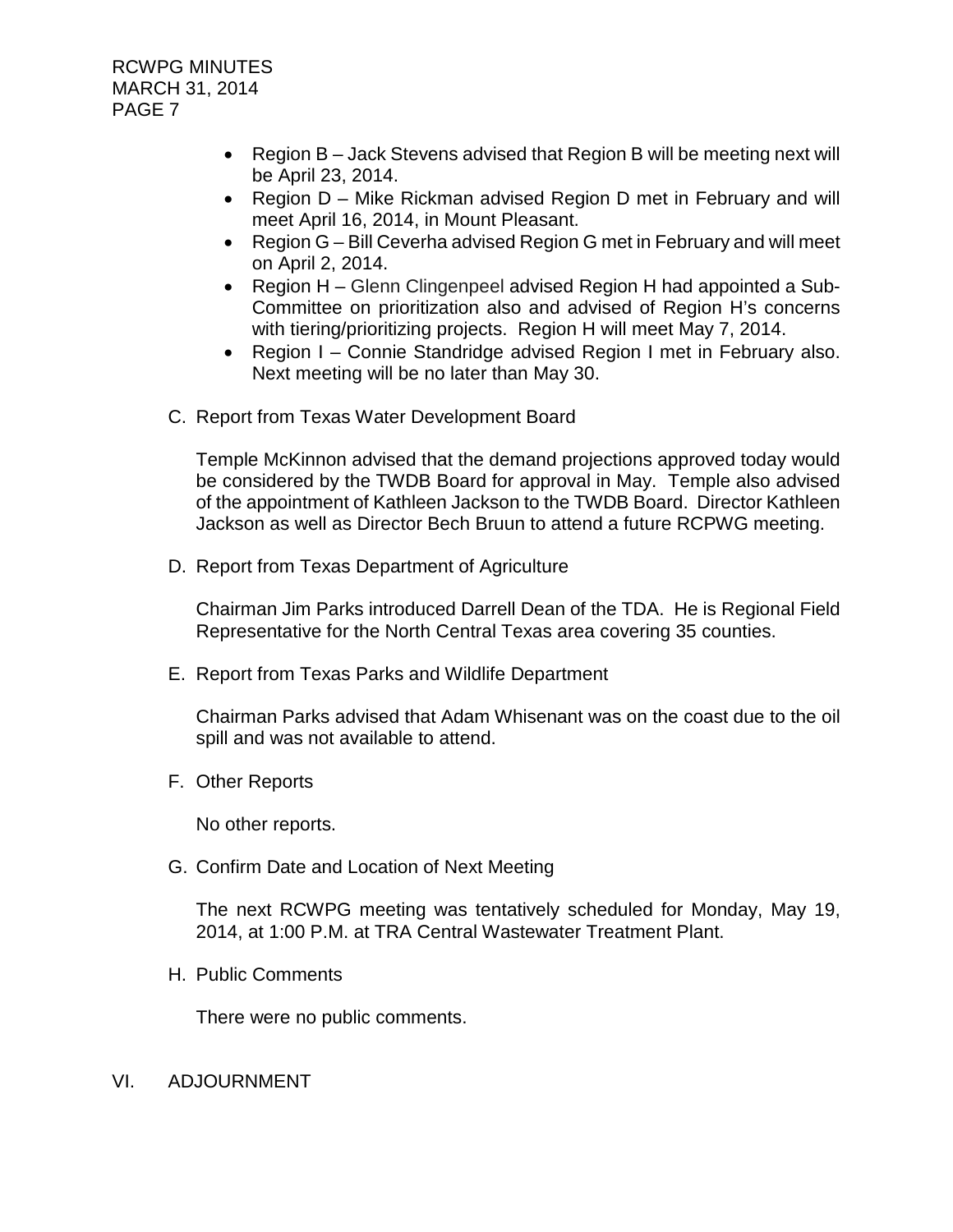- Region B – Jack Stevens advised that Region B will be meeting next will be April 23, 2014.
- Region D – Mike Rickman advised Region D met in February and will meet April 16, 2014, in Mount Pleasant.
- Region G – Bill Ceverha advised Region G met in February and will meet on April 2, 2014.
- Region H – Glenn Clingenpeel advised Region H had appointed a Sub-Committee on prioritization also and advised of Region H's concerns with tiering/prioritizing projects. Region H will meet May 7, 2014.
- Region I – Connie Standridge advised Region I met in February also. Next meeting will be no later than May 30.

C. Report from Texas Water Development Board

Temple McKinnon advised that the demand projections approved today would be considered by the TWDB Board for approval in May. Temple also advised of the appointment of Kathleen Jackson to the TWDB Board. Director Kathleen Jackson as well as Director Bech Bruun to attend a future RCPWG meeting.

D. Report from Texas Department of Agriculture

Chairman Jim Parks introduced Darrell Dean of the TDA. He is Regional Field Representative for the North Central Texas area covering 35 counties.

E. Report from Texas Parks and Wildlife Department

Chairman Parks advised that Adam Whisenant was on the coast due to the oil spill and was not available to attend.

F. Other Reports

No other reports.

G. Confirm Date and Location of Next Meeting

The next RCWPG meeting was tentatively scheduled for Monday, May 19, 2014, at 1:00 P.M. at TRA Central Wastewater Treatment Plant.

H. Public Comments

There were no public comments.

VI. ADJOURNMENT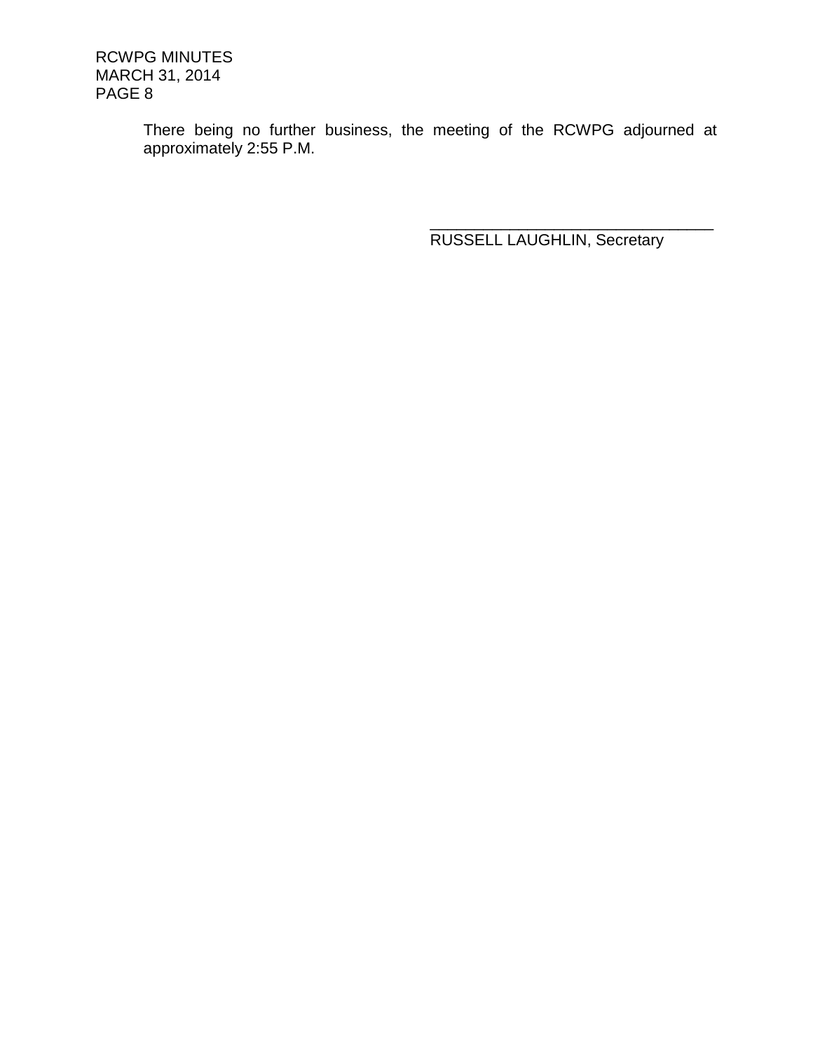There being no further business, the meeting of the RCWPG adjourned at approximately 2:55 P.M.

\_\_\_\_\_\_\_\_\_\_\_\_\_\_\_\_\_\_\_\_\_\_\_\_\_\_\_\_\_\_\_\_\_\_

RUSSELL LAUGHLIN, Secretary